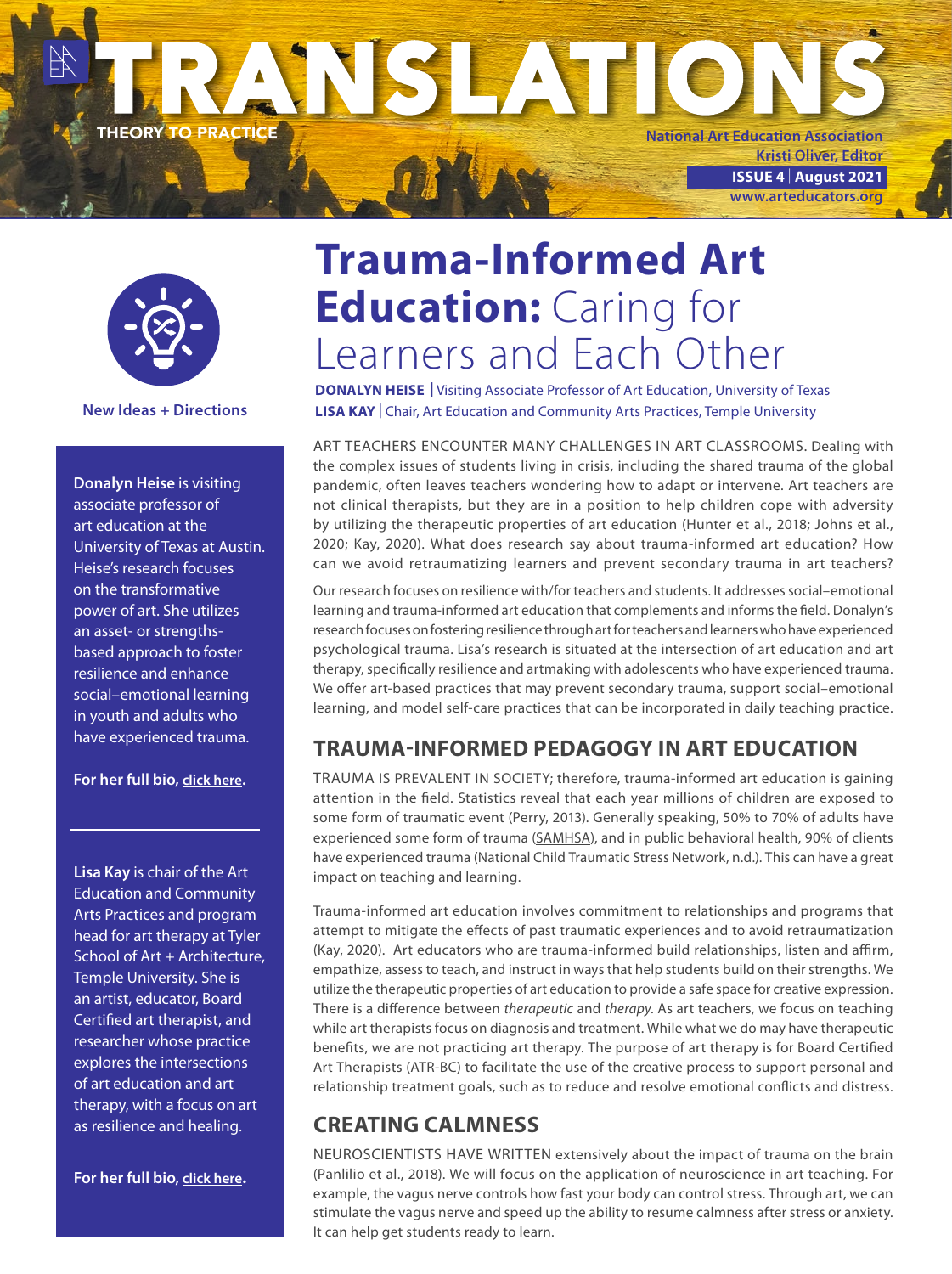# TRANSLATIONS

THEORY TO PRACTICE

National Art Education Association
Kristi Oliver, Editor
ISSUE 4 | August 2021
www.arteducators.org

New Ideas + Directions

# Trauma-Informed Art Education: Caring for Learners and Each Other

**DONALYN HEISE** | Visiting Associate Professor of Art Education, University of Texas
**LISA KAY** | Chair, Art Education and Community Arts Practices, Temple University

ART TEACHERS ENCOUNTER MANY CHALLENGES IN ART CLASSROOMS. Dealing with the complex issues of students living in crisis, including the shared trauma of the global pandemic, often leaves teachers wondering how to adapt or intervene. Art teachers are not clinical therapists, but they are in a position to help children cope with adversity by utilizing the therapeutic properties of art education (Hunter et al., 2018; Johns et al., 2020; Kay, 2020). What does research say about trauma-informed art education? How can we avoid retraumatizing learners and prevent secondary trauma in art teachers?

Our research focuses on resilience with/for teachers and students. It addresses social–emotional learning and trauma-informed art education that complements and informs the field. Donalyn's research focuses on fostering resilience through art for teachers and learners who have experienced psychological trauma. Lisa's research is situated at the intersection of art education and art therapy, specifically resilience and artmaking with adolescents who have experienced trauma. We offer art-based practices that may prevent secondary trauma, support social–emotional learning, and model self-care practices that can be incorporated in daily teaching practice.

## TRAUMA-INFORMED PEDAGOGY IN ART EDUCATION

TRAUMA IS PREVALENT IN SOCIETY; therefore, trauma-informed art education is gaining attention in the field. Statistics reveal that each year millions of children are exposed to some form of traumatic event (Perry, 2013). Generally speaking, 50% to 70% of adults have experienced some form of trauma (SAMHSA), and in public behavioral health, 90% of clients have experienced trauma (National Child Traumatic Stress Network, n.d.). This can have a great impact on teaching and learning.

Trauma-informed art education involves commitment to relationships and programs that attempt to mitigate the effects of past traumatic experiences and to avoid retraumatization (Kay, 2020). Art educators who are trauma-informed build relationships, listen and affirm, empathize, assess to teach, and instruct in ways that help students build on their strengths. We utilize the therapeutic properties of art education to provide a safe space for creative expression. There is a difference between *therapeutic* and *therapy*. As art teachers, we focus on teaching while art therapists focus on diagnosis and treatment. While what we do may have therapeutic benefits, we are not practicing art therapy. The purpose of art therapy is for Board Certified Art Therapists (ATR-BC) to facilitate the use of the creative process to support personal and relationship treatment goals, such as to reduce and resolve emotional conflicts and distress.

## CREATING CALMNESS

NEUROSCIENTISTS HAVE WRITTEN extensively about the impact of trauma on the brain (Panlilio et al., 2018). We will focus on the application of neuroscience in art teaching. For example, the vagus nerve controls how fast your body can control stress. Through art, we can stimulate the vagus nerve and speed up the ability to resume calmness after stress or anxiety. It can help get students ready to learn.

---

**Donalyn Heise** is visiting associate professor of art education at the University of Texas at Austin. Heise's research focuses on the transformative power of art. She utilizes an asset- or strengths-based approach to foster resilience and enhance social–emotional learning in youth and adults who have experienced trauma.

**For her full bio, click here.**

**Lisa Kay** is chair of the Art Education and Community Arts Practices and program head for art therapy at Tyler School of Art + Architecture, Temple University. She is an artist, educator, Board Certified art therapist, and researcher whose practice explores the intersections of art education and art therapy, with a focus on art as resilience and healing.

**For her full bio, click here.**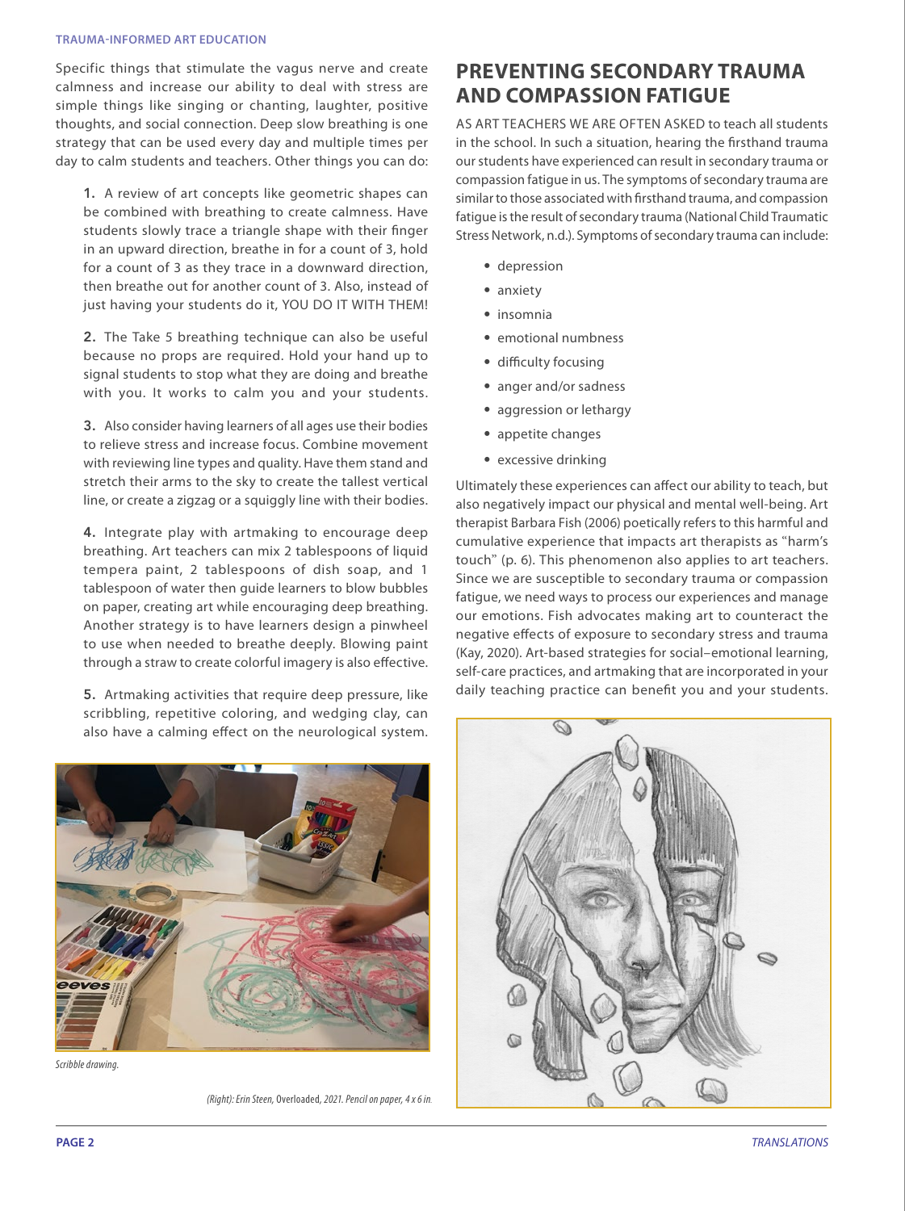Specific things that stimulate the vagus nerve and create calmness and increase our ability to deal with stress are simple things like singing or chanting, laughter, positive thoughts, and social connection. Deep slow breathing is one strategy that can be used every day and multiple times per day to calm students and teachers. Other things you can do:

1. A review of art concepts like geometric shapes can be combined with breathing to create calmness. Have students slowly trace a triangle shape with their finger in an upward direction, breathe in for a count of 3, hold for a count of 3 as they trace in a downward direction, then breathe out for another count of 3. Also, instead of just having your students do it, YOU DO IT WITH THEM!

2. The Take 5 breathing technique can also be useful because no props are required. Hold your hand up to signal students to stop what they are doing and breathe with you. It works to calm you and your students.

3. Also consider having learners of all ages use their bodies to relieve stress and increase focus. Combine movement with reviewing line types and quality. Have them stand and stretch their arms to the sky to create the tallest vertical line, or create a zigzag or a squiggly line with their bodies.

4. Integrate play with artmaking to encourage deep breathing. Art teachers can mix 2 tablespoons of liquid tempera paint, 2 tablespoons of dish soap, and 1 tablespoon of water then guide learners to blow bubbles on paper, creating art while encouraging deep breathing. Another strategy is to have learners design a pinwheel to use when needed to breathe deeply. Blowing paint through a straw to create colorful imagery is also effective.

5. Artmaking activities that require deep pressure, like scribbling, repetitive coloring, and wedging clay, can also have a calming effect on the neurological system.

*Scribble drawing.*

*(Right): Erin Steen,* Overloaded, *2021. Pencil on paper, 4 x 6 in.*

## PREVENTING SECONDARY TRAUMA AND COMPASSION FATIGUE

AS ART TEACHERS WE ARE OFTEN ASKED to teach all students in the school. In such a situation, hearing the firsthand trauma our students have experienced can result in secondary trauma or compassion fatigue in us. The symptoms of secondary trauma are similar to those associated with firsthand trauma, and compassion fatigue is the result of secondary trauma (National Child Traumatic Stress Network, n.d.). Symptoms of secondary trauma can include:

- depression
- anxiety
- insomnia
- emotional numbness
- difficulty focusing
- anger and/or sadness
- aggression or lethargy
- appetite changes
- excessive drinking

Ultimately these experiences can affect our ability to teach, but also negatively impact our physical and mental well-being. Art therapist Barbara Fish (2006) poetically refers to this harmful and cumulative experience that impacts art therapists as "harm's touch" (p. 6). This phenomenon also applies to art teachers. Since we are susceptible to secondary trauma or compassion fatigue, we need ways to process our experiences and manage our emotions. Fish advocates making art to counteract the negative effects of exposure to secondary stress and trauma (Kay, 2020). Art-based strategies for social–emotional learning, self-care practices, and artmaking that are incorporated in your daily teaching practice can benefit you and your students.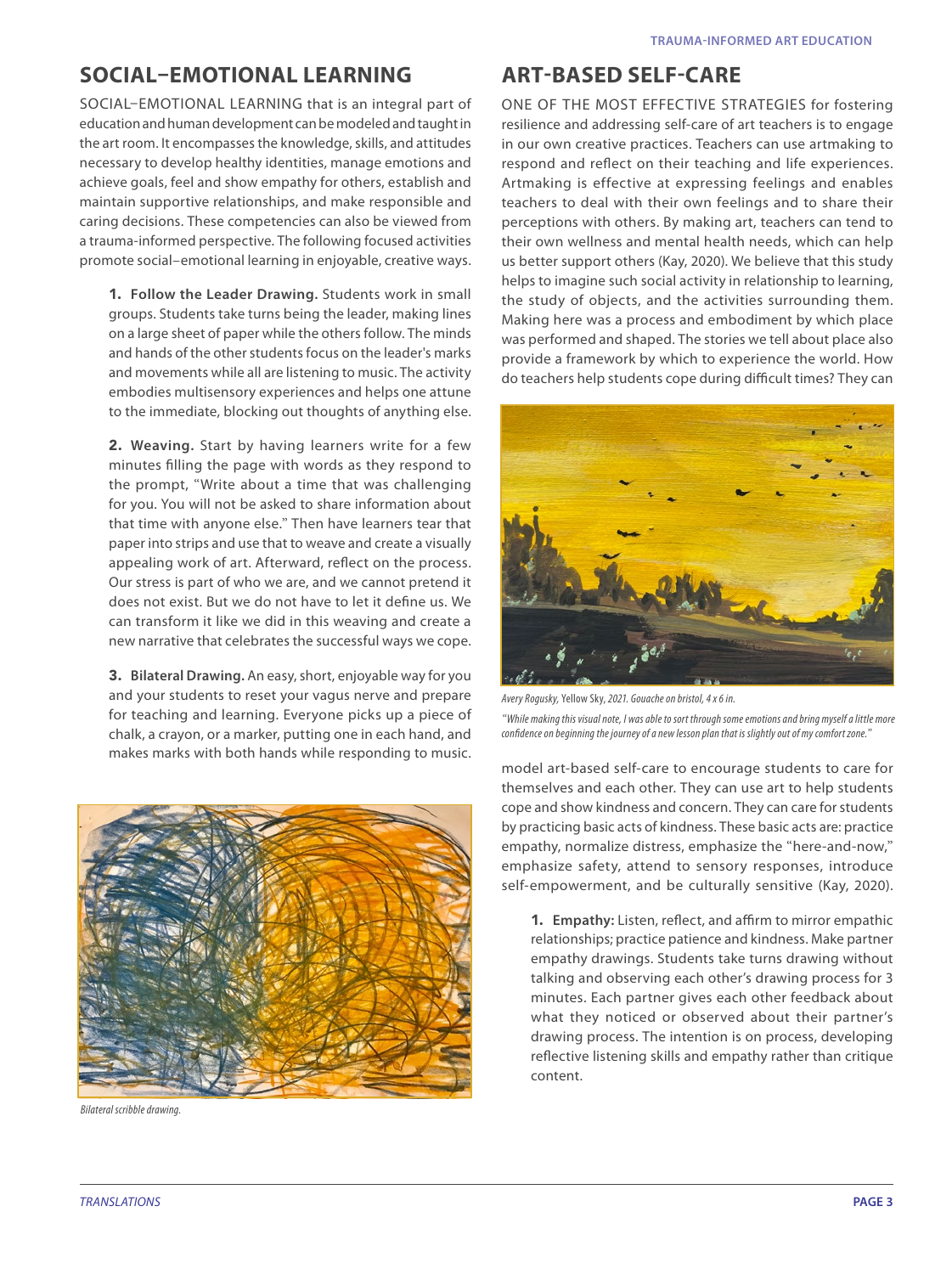## SOCIAL–EMOTIONAL LEARNING

SOCIAL–EMOTIONAL LEARNING that is an integral part of education and human development can be modeled and taught in the art room. It encompasses the knowledge, skills, and attitudes necessary to develop healthy identities, manage emotions and achieve goals, feel and show empathy for others, establish and maintain supportive relationships, and make responsible and caring decisions. These competencies can also be viewed from a trauma-informed perspective. The following focused activities promote social–emotional learning in enjoyable, creative ways.

**1. Follow the Leader Drawing.** Students work in small groups. Students take turns being the leader, making lines on a large sheet of paper while the others follow. The minds and hands of the other students focus on the leader's marks and movements while all are listening to music. The activity embodies multisensory experiences and helps one attune to the immediate, blocking out thoughts of anything else.

**2. Weaving.** Start by having learners write for a few minutes filling the page with words as they respond to the prompt, "Write about a time that was challenging for you. You will not be asked to share information about that time with anyone else." Then have learners tear that paper into strips and use that to weave and create a visually appealing work of art. Afterward, reflect on the process. Our stress is part of who we are, and we cannot pretend it does not exist. But we do not have to let it define us. We can transform it like we did in this weaving and create a new narrative that celebrates the successful ways we cope.

**3. Bilateral Drawing.** An easy, short, enjoyable way for you and your students to reset your vagus nerve and prepare for teaching and learning. Everyone picks up a piece of chalk, a crayon, or a marker, putting one in each hand, and makes marks with both hands while responding to music.

*Bilateral scribble drawing.*

## ART-BASED SELF-CARE

ONE OF THE MOST EFFECTIVE STRATEGIES for fostering resilience and addressing self-care of art teachers is to engage in our own creative practices. Teachers can use artmaking to respond and reflect on their teaching and life experiences. Artmaking is effective at expressing feelings and enables teachers to deal with their own feelings and to share their perceptions with others. By making art, teachers can tend to their own wellness and mental health needs, which can help us better support others (Kay, 2020). We believe that this study helps to imagine such social activity in relationship to learning, the study of objects, and the activities surrounding them. Making here was a process and embodiment by which place was performed and shaped. The stories we tell about place also provide a framework by which to experience the world. How do teachers help students cope during difficult times? They can model art-based self-care to encourage students to care for themselves and each other. They can use art to help students cope and show kindness and concern. They can care for students by practicing basic acts of kindness. These basic acts are: practice empathy, normalize distress, emphasize the "here-and-now," emphasize safety, attend to sensory responses, introduce self-empowerment, and be culturally sensitive (Kay, 2020).

*Avery Rogusky,* Yellow Sky, *2021. Gouache on bristol, 4 x 6 in.*

*"While making this visual note, I was able to sort through some emotions and bring myself a little more confidence on beginning the journey of a new lesson plan that is slightly out of my comfort zone."*

**1. Empathy:** Listen, reflect, and affirm to mirror empathic relationships; practice patience and kindness. Make partner empathy drawings. Students take turns drawing without talking and observing each other's drawing process for 3 minutes. Each partner gives each other feedback about what they noticed or observed about their partner's drawing process. The intention is on process, developing reflective listening skills and empathy rather than critique content.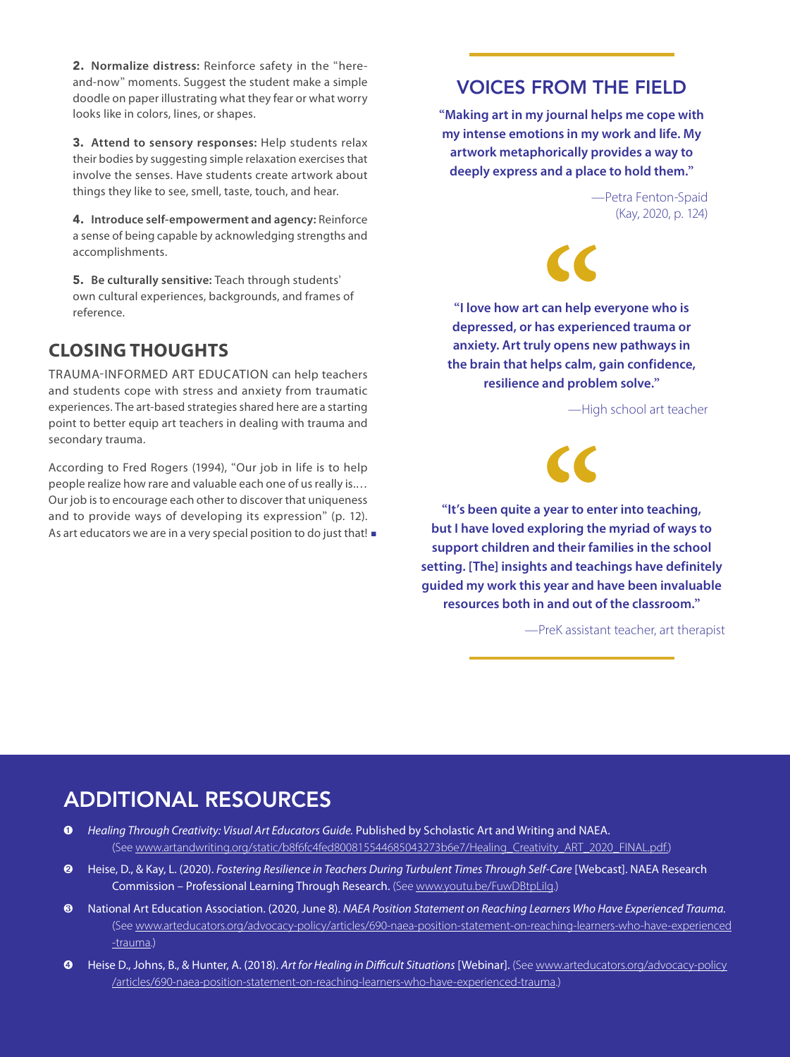**2. Normalize distress:** Reinforce safety in the "here-and-now" moments. Suggest the student make a simple doodle on paper illustrating what they fear or what worry looks like in colors, lines, or shapes.

**3. Attend to sensory responses:** Help students relax their bodies by suggesting simple relaxation exercises that involve the senses. Have students create artwork about things they like to see, smell, taste, touch, and hear.

**4. Introduce self-empowerment and agency:** Reinforce a sense of being capable by acknowledging strengths and accomplishments.

**5. Be culturally sensitive:** Teach through students' own cultural experiences, backgrounds, and frames of reference.

## CLOSING THOUGHTS

TRAUMA-INFORMED ART EDUCATION can help teachers and students cope with stress and anxiety from traumatic experiences. The art-based strategies shared here are a starting point to better equip art teachers in dealing with trauma and secondary trauma.

According to Fred Rogers (1994), "Our job in life is to help people realize how rare and valuable each one of us really is.… Our job is to encourage each other to discover that uniqueness and to provide ways of developing its expression" (p. 12). As art educators we are in a very special position to do just that! ■

## VOICES FROM THE FIELD

**"Making art in my journal helps me cope with my intense emotions in my work and life. My artwork metaphorically provides a way to deeply express and a place to hold them."**

—Petra Fenton-Spaid (Kay, 2020, p. 124)

**"I love how art can help everyone who is depressed, or has experienced trauma or anxiety. Art truly opens new pathways in the brain that helps calm, gain confidence, resilience and problem solve."**

—High school art teacher

**"It's been quite a year to enter into teaching, but I have loved exploring the myriad of ways to support children and their families in the school setting. [The] insights and teachings have definitely guided my work this year and have been invaluable resources both in and out of the classroom."**

—PreK assistant teacher, art therapist

## ADDITIONAL RESOURCES

1. *Healing Through Creativity: Visual Art Educators Guide.* Published by Scholastic Art and Writing and NAEA. (See www.artandwriting.org/static/b8f6fc4fed800815544685043273b6e7/Healing_Creativity_ART_2020_FINAL.pdf.)
2. Heise, D., & Kay, L. (2020). *Fostering Resilience in Teachers During Turbulent Times Through Self-Care* [Webcast]. NAEA Research Commission – Professional Learning Through Research. (See www.youtu.be/FuwDBtpLilg.)
3. National Art Education Association. (2020, June 8). *NAEA Position Statement on Reaching Learners Who Have Experienced Trauma.* (See www.arteducators.org/advocacy-policy/articles/690-naea-position-statement-on-reaching-learners-who-have-experienced-trauma.)
4. Heise D., Johns, B., & Hunter, A. (2018). *Art for Healing in Difficult Situations* [Webinar]. (See www.arteducators.org/advocacy-policy/articles/690-naea-position-statement-on-reaching-learners-who-have-experienced-trauma.)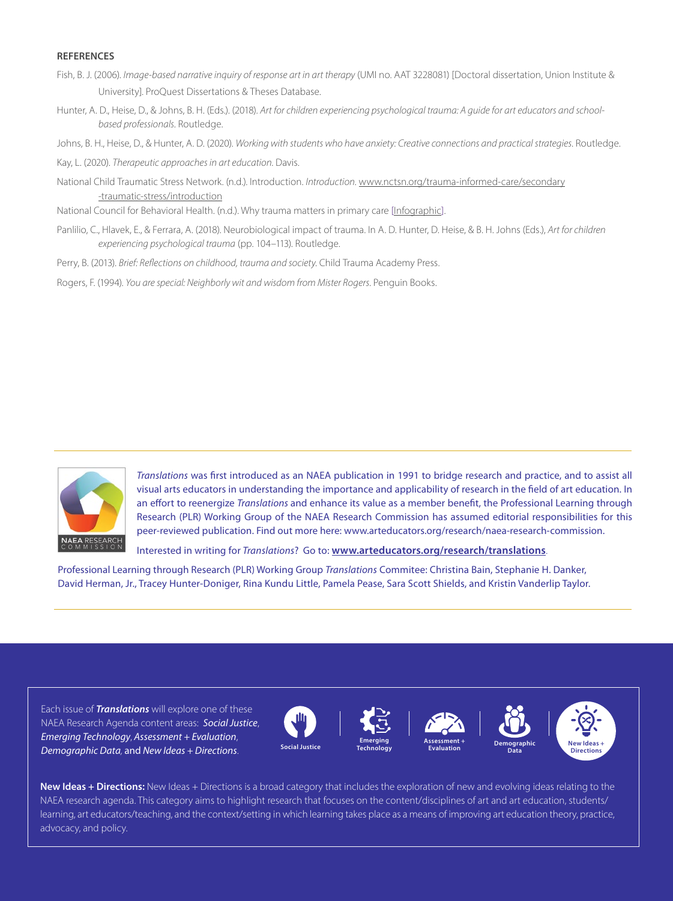## REFERENCES

Fish, B. J. (2006). *Image-based narrative inquiry of response art in art therapy* (UMI no. AAT 3228081) [Doctoral dissertation, Union Institute & University]. ProQuest Dissertations & Theses Database.

Hunter, A. D., Heise, D., & Johns, B. H. (Eds.). (2018). *Art for children experiencing psychological trauma: A guide for art educators and school-based professionals*. Routledge.

Johns, B. H., Heise, D., & Hunter, A. D. (2020). *Working with students who have anxiety: Creative connections and practical strategies*. Routledge.

Kay, L. (2020). *Therapeutic approaches in art education*. Davis.

National Child Traumatic Stress Network. (n.d.). Introduction. *Introduction*. www.nctsn.org/trauma-informed-care/secondary-traumatic-stress/introduction

National Council for Behavioral Health. (n.d.). Why trauma matters in primary care [Infographic].

Panlilio, C., Hlavek, E., & Ferrara, A. (2018). Neurobiological impact of trauma. In A. D. Hunter, D. Heise, & B. H. Johns (Eds.), *Art for children experiencing psychological trauma* (pp. 104–113). Routledge.

Perry, B. (2013). *Brief: Reflections on childhood, trauma and society*. Child Trauma Academy Press.

Rogers, F. (1994). *You are special: Neighborly wit and wisdom from Mister Rogers*. Penguin Books.

---

NAEA RESEARCH COMMISSION

*Translations* was first introduced as an NAEA publication in 1991 to bridge research and practice, and to assist all visual arts educators in understanding the importance and applicability of research in the field of art education. In an effort to reenergize *Translations* and enhance its value as a member benefit, the Professional Learning through Research (PLR) Working Group of the NAEA Research Commission has assumed editorial responsibilities for this peer-reviewed publication. Find out more here: www.arteducators.org/research/naea-research-commission.

Interested in writing for *Translations*? Go to: **www.arteducators.org/research/translations**.

Professional Learning through Research (PLR) Working Group *Translations* Commitee: Christina Bain, Stephanie H. Danker, David Herman, Jr., Tracey Hunter-Doniger, Rina Kundu Little, Pamela Pease, Sara Scott Shields, and Kristin Vanderlip Taylor.

---

Each issue of ***Translations*** will explore one of these NAEA Research Agenda content areas: *Social Justice*, *Emerging Technology*, *Assessment + Evaluation*, *Demographic Data*, and *New Ideas + Directions*.

Social Justice

Emerging Technology

Assessment + Evaluation

Demographic Data

New Ideas + Directions

**New Ideas + Directions:** New Ideas + Directions is a broad category that includes the exploration of new and evolving ideas relating to the NAEA research agenda. This category aims to highlight research that focuses on the content/disciplines of art and art education, students/learning, art educators/teaching, and the context/setting in which learning takes place as a means of improving art education theory, practice, advocacy, and policy.